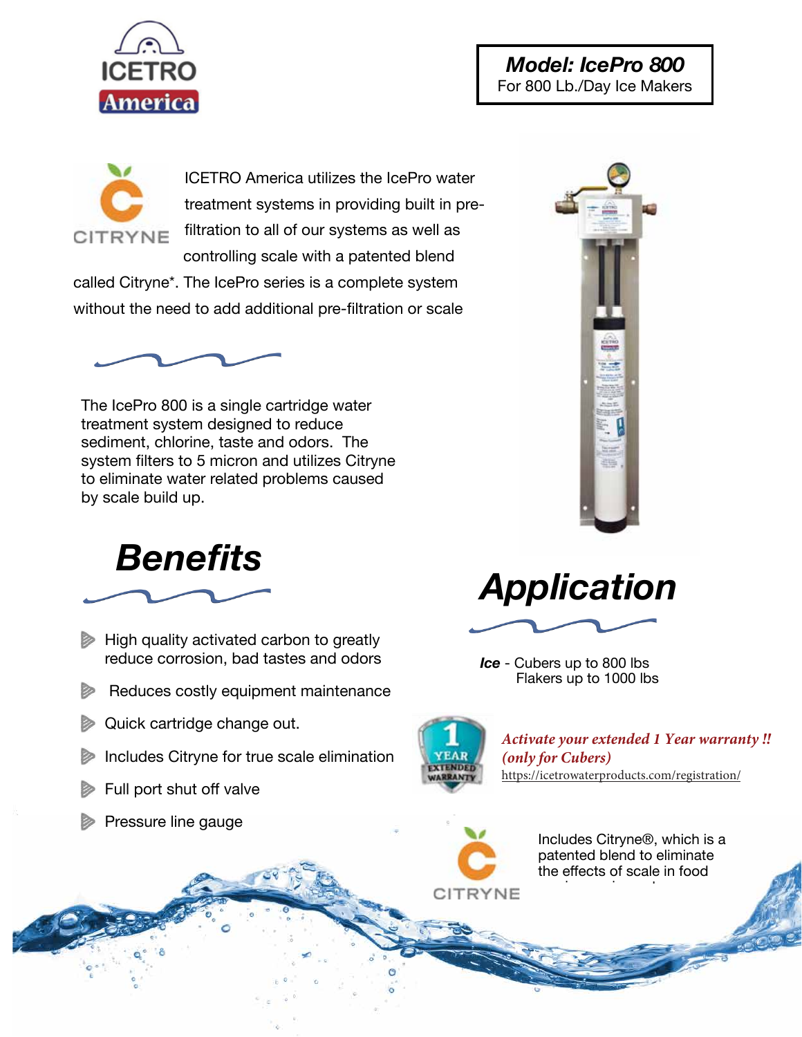ICETRO America

**Model: IcePro 800**
For 800 Lb./Day Ice Makers

CITRYNE

ICETRO America utilizes the IcePro water treatment systems in providing built in pre-filtration to all of our systems as well as controlling scale with a patented blend called Citryne*. The IcePro series is a complete system without the need to add additional pre-filtration or scale

The IcePro 800 is a single cartridge water treatment system designed to reduce sediment, chlorine, taste and odors. The system filters to 5 micron and utilizes Citryne to eliminate water related problems caused by scale build up.

# *Benefits*

- High quality activated carbon to greatly reduce corrosion, bad tastes and odors
- Reduces costly equipment maintenance
- Quick cartridge change out.
- Includes Citryne for true scale elimination
- Full port shut off valve
- Pressure line gauge

# *Application*

***Ice*** - Cubers up to 800 lbs
Flakers up to 1000 lbs

1 YEAR EXTENDED WARRANTY

*Activate your extended 1 Year warranty !!*
*(only for Cubers)*
https://icetrowaterproducts.com/registration/

CITRYNE

Includes Citryne®, which is a patented blend to eliminate the effects of scale in food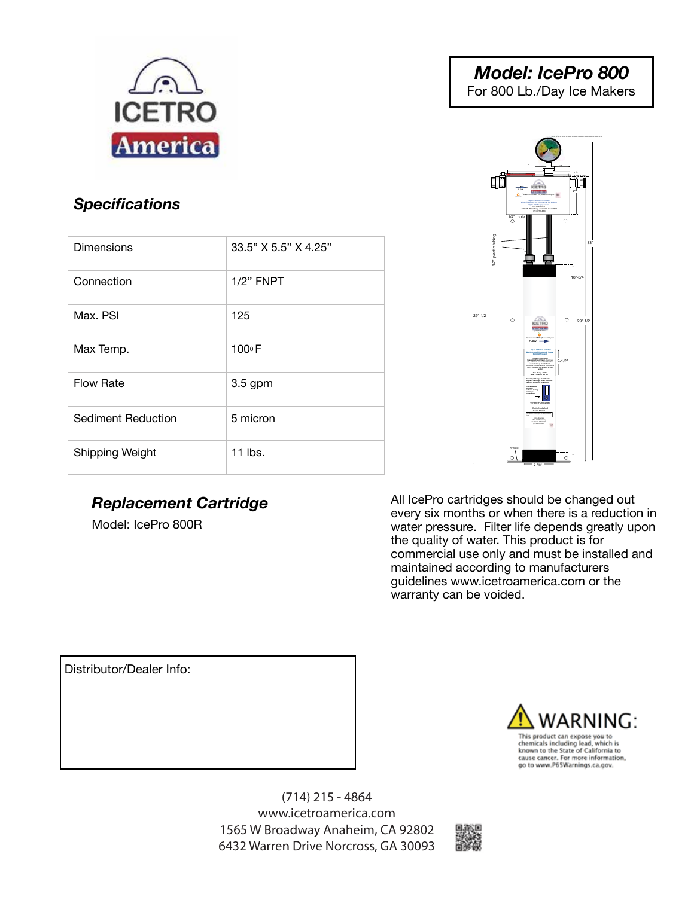ICETRO America

# Model: IcePro 800

For 800 Lb./Day Ice Makers

## Specifications

| | |
|---|---|
| Dimensions | 33.5" X 5.5" X 4.25" |
| Connection | 1/2" FNPT |
| Max. PSI | 125 |
| Max Temp. | 100° F |
| Flow Rate | 3.5 gpm |
| Sediment Reduction | 5 micron |
| Shipping Weight | 11 lbs. |

1/4" hole
1/2" plastic tubing
33"
18"-3/4
29" 1/2
29" 1/2
2-1/2"
1" flat
2-7/8"

## Replacement Cartridge

Model: IcePro 800R

All IcePro cartridges should be changed out every six months or when there is a reduction in water pressure. Filter life depends greatly upon the quality of water. This product is for commercial use only and must be installed and maintained according to manufacturers guidelines www.icetroamerica.com or the warranty can be voided.

Distributor/Dealer Info:

⚠ WARNING:

This product can expose you to chemicals including lead, which is known to the State of California to cause cancer. For more information, go to www.P65Warnings.ca.gov.

(714) 215 - 4864
www.icetroamerica.com
1565 W Broadway Anaheim, CA 92802
6432 Warren Drive Norcross, GA 30093